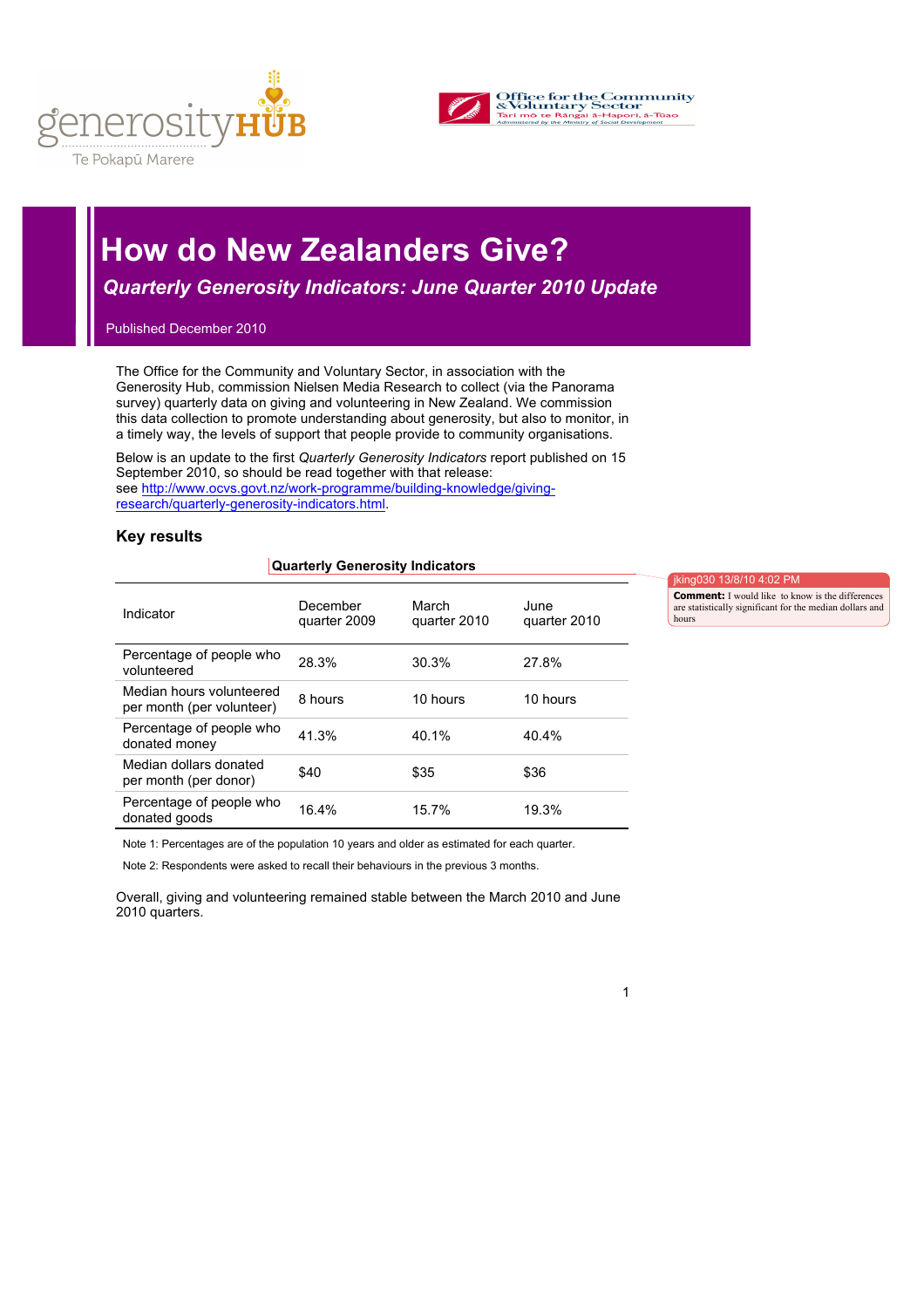generosity HUB
Te Pokapū Marere

Office for the Community & Voluntary Sector
Tari mō te Rāngai ā-Hapori, ā-Tūao
Administered by the Ministry of Social Development

# How do New Zealanders Give?

## *Quarterly Generosity Indicators: June Quarter 2010 Update*

Published December 2010

The Office for the Community and Voluntary Sector, in association with the Generosity Hub, commission Nielsen Media Research to collect (via the Panorama survey) quarterly data on giving and volunteering in New Zealand. We commission this data collection to promote understanding about generosity, but also to monitor, in a timely way, the levels of support that people provide to community organisations.

Below is an update to the first *Quarterly Generosity Indicators* report published on 15 September 2010, so should be read together with that release: see http://www.ocvs.govt.nz/work-programme/building-knowledge/giving-research/quarterly-generosity-indicators.html.

### Key results

**Quarterly Generosity Indicators**

| Indicator | December quarter 2009 | March quarter 2010 | June quarter 2010 |
|---|---|---|---|
| Percentage of people who volunteered | 28.3% | 30.3% | 27.8% |
| Median hours volunteered per month (per volunteer) | 8 hours | 10 hours | 10 hours |
| Percentage of people who donated money | 41.3% | 40.1% | 40.4% |
| Median dollars donated per month (per donor) | $40 | $35 | $36 |
| Percentage of people who donated goods | 16.4% | 15.7% | 19.3% |

Note 1: Percentages are of the population 10 years and older as estimated for each quarter.

Note 2: Respondents were asked to recall their behaviours in the previous 3 months.

Overall, giving and volunteering remained stable between the March 2010 and June 2010 quarters.

jking030 13/8/10 4:02 PM
**Comment:** I would like to know is the differences are statistically significant for the median dollars and hours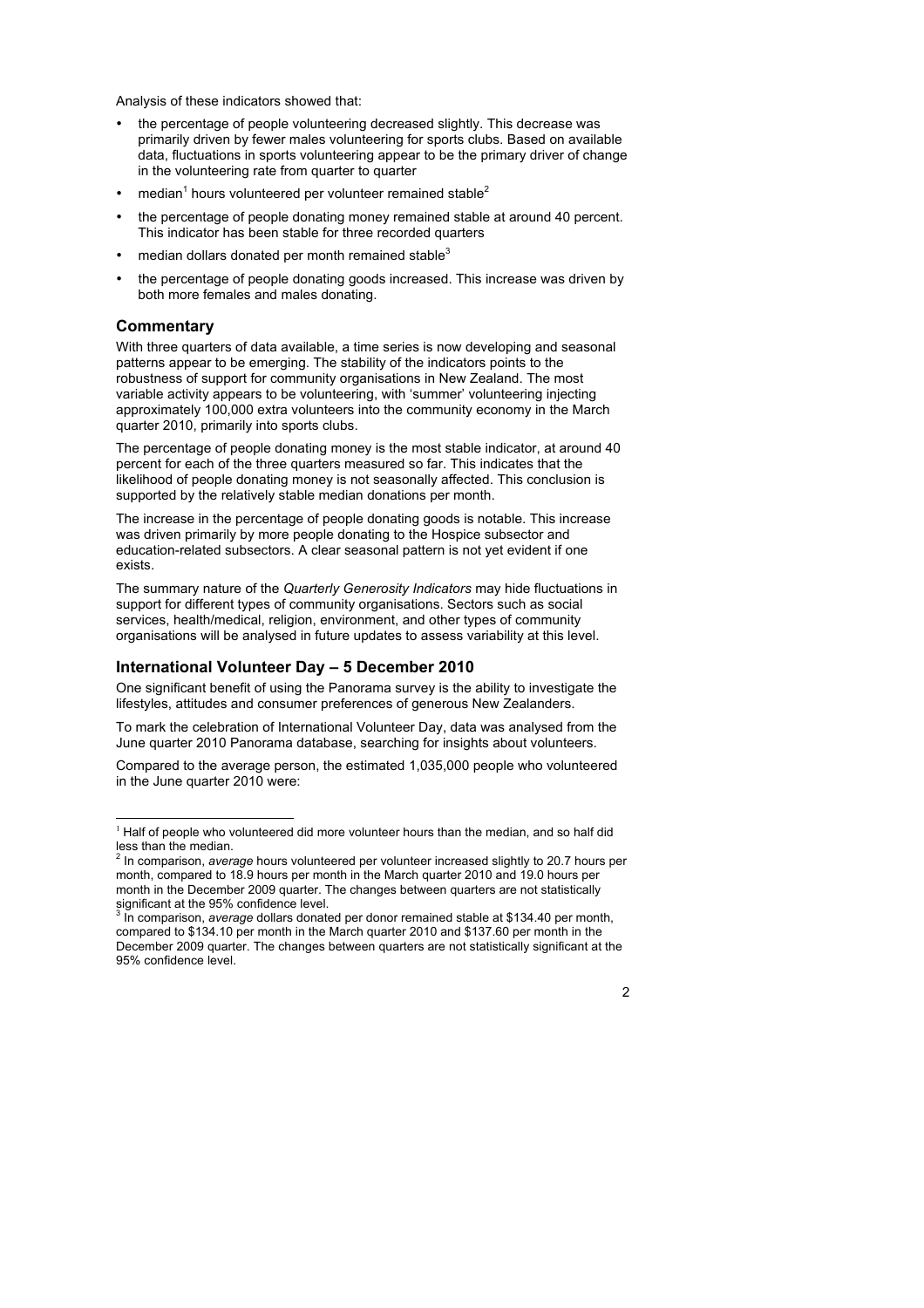Analysis of these indicators showed that:

- the percentage of people volunteering decreased slightly. This decrease was primarily driven by fewer males volunteering for sports clubs. Based on available data, fluctuations in sports volunteering appear to be the primary driver of change in the volunteering rate from quarter to quarter
- median[1] hours volunteered per volunteer remained stable[2]
- the percentage of people donating money remained stable at around 40 percent. This indicator has been stable for three recorded quarters
- median dollars donated per month remained stable[3]
- the percentage of people donating goods increased. This increase was driven by both more females and males donating.

## Commentary

With three quarters of data available, a time series is now developing and seasonal patterns appear to be emerging. The stability of the indicators points to the robustness of support for community organisations in New Zealand. The most variable activity appears to be volunteering, with 'summer' volunteering injecting approximately 100,000 extra volunteers into the community economy in the March quarter 2010, primarily into sports clubs.

The percentage of people donating money is the most stable indicator, at around 40 percent for each of the three quarters measured so far. This indicates that the likelihood of people donating money is not seasonally affected. This conclusion is supported by the relatively stable median donations per month.

The increase in the percentage of people donating goods is notable. This increase was driven primarily by more people donating to the Hospice subsector and education-related subsectors. A clear seasonal pattern is not yet evident if one exists.

The summary nature of the *Quarterly Generosity Indicators* may hide fluctuations in support for different types of community organisations. Sectors such as social services, health/medical, religion, environment, and other types of community organisations will be analysed in future updates to assess variability at this level.

## International Volunteer Day – 5 December 2010

One significant benefit of using the Panorama survey is the ability to investigate the lifestyles, attitudes and consumer preferences of generous New Zealanders.

To mark the celebration of International Volunteer Day, data was analysed from the June quarter 2010 Panorama database, searching for insights about volunteers.

Compared to the average person, the estimated 1,035,000 people who volunteered in the June quarter 2010 were:

---

[1] Half of people who volunteered did more volunteer hours than the median, and so half did less than the median.

[2] In comparison, *average* hours volunteered per volunteer increased slightly to 20.7 hours per month, compared to 18.9 hours per month in the March quarter 2010 and 19.0 hours per month in the December 2009 quarter. The changes between quarters are not statistically significant at the 95% confidence level.

[3] In comparison, *average* dollars donated per donor remained stable at $134.40 per month, compared to $134.10 per month in the March quarter 2010 and $137.60 per month in the December 2009 quarter. The changes between quarters are not statistically significant at the 95% confidence level.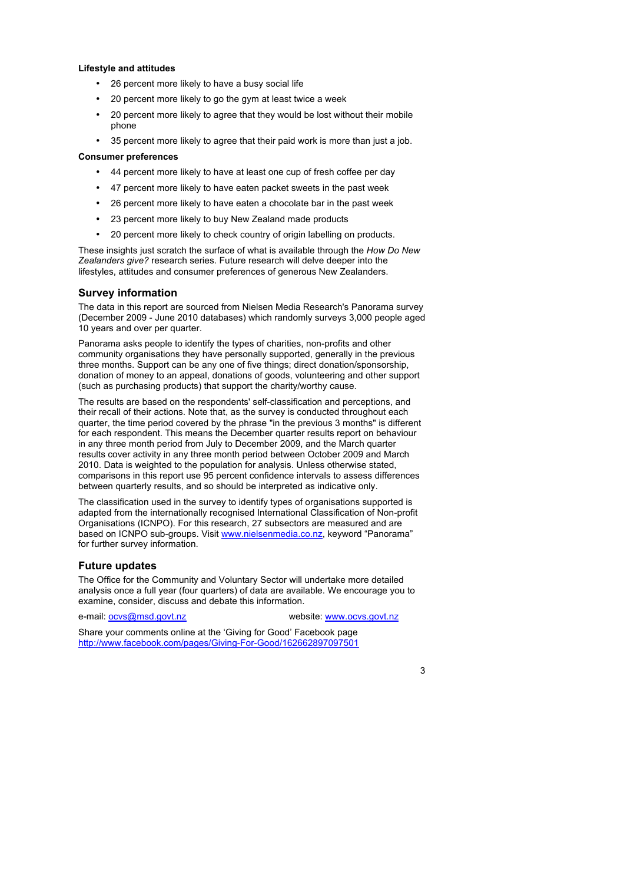**Lifestyle and attitudes**

- 26 percent more likely to have a busy social life
- 20 percent more likely to go the gym at least twice a week
- 20 percent more likely to agree that they would be lost without their mobile phone
- 35 percent more likely to agree that their paid work is more than just a job.

**Consumer preferences**

- 44 percent more likely to have at least one cup of fresh coffee per day
- 47 percent more likely to have eaten packet sweets in the past week
- 26 percent more likely to have eaten a chocolate bar in the past week
- 23 percent more likely to buy New Zealand made products
- 20 percent more likely to check country of origin labelling on products.

These insights just scratch the surface of what is available through the *How Do New Zealanders give?* research series. Future research will delve deeper into the lifestyles, attitudes and consumer preferences of generous New Zealanders.

## Survey information

The data in this report are sourced from Nielsen Media Research's Panorama survey (December 2009 - June 2010 databases) which randomly surveys 3,000 people aged 10 years and over per quarter.

Panorama asks people to identify the types of charities, non-profits and other community organisations they have personally supported, generally in the previous three months. Support can be any one of five things; direct donation/sponsorship, donation of money to an appeal, donations of goods, volunteering and other support (such as purchasing products) that support the charity/worthy cause.

The results are based on the respondents' self-classification and perceptions, and their recall of their actions. Note that, as the survey is conducted throughout each quarter, the time period covered by the phrase "in the previous 3 months" is different for each respondent. This means the December quarter results report on behaviour in any three month period from July to December 2009, and the March quarter results cover activity in any three month period between October 2009 and March 2010. Data is weighted to the population for analysis. Unless otherwise stated, comparisons in this report use 95 percent confidence intervals to assess differences between quarterly results, and so should be interpreted as indicative only.

The classification used in the survey to identify types of organisations supported is adapted from the internationally recognised International Classification of Non-profit Organisations (ICNPO). For this research, 27 subsectors are measured and are based on ICNPO sub-groups. Visit www.nielsenmedia.co.nz, keyword "Panorama" for further survey information.

## Future updates

The Office for the Community and Voluntary Sector will undertake more detailed analysis once a full year (four quarters) of data are available. We encourage you to examine, consider, discuss and debate this information.

e-mail: ocvs@msd.govt.nz website: www.ocvs.govt.nz

Share your comments online at the 'Giving for Good' Facebook page
http://www.facebook.com/pages/Giving-For-Good/162662897097501